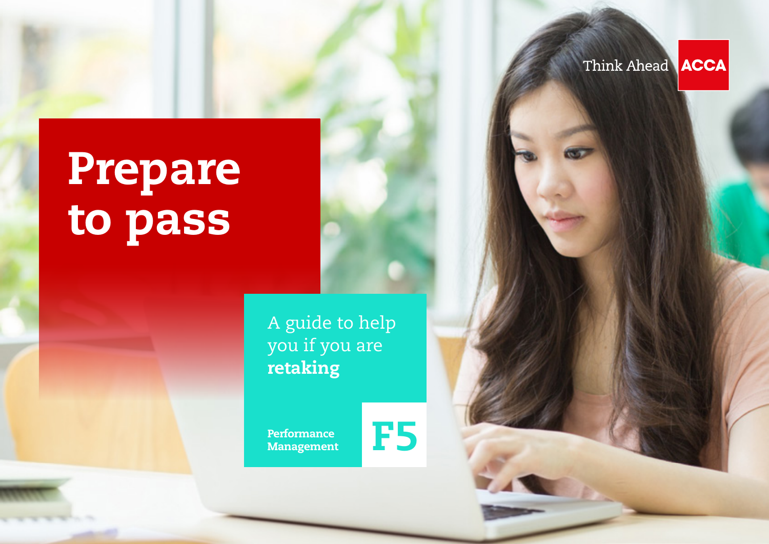Think Ahead ACCA

# Prepare to pass

A guide to help you if you are **retaking**

**Performance Management**

**F5**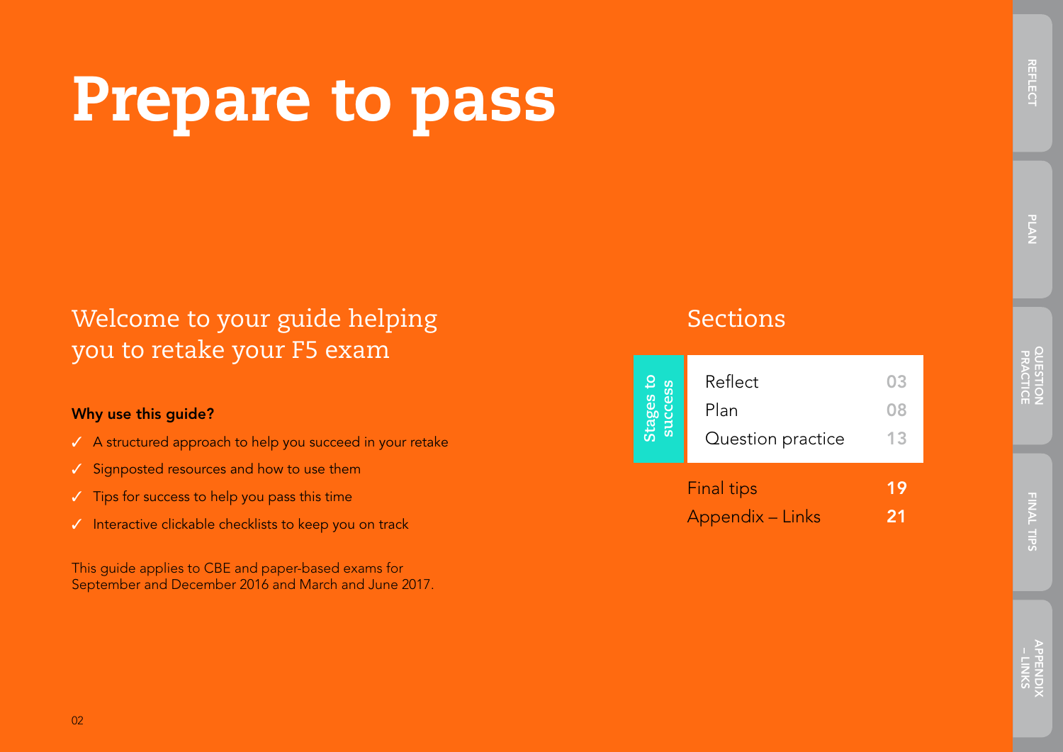# Prepare to pass

## Welcome to your guide helping you to retake your F5 exam

**Why use this guide?**

- ✓ A structured approach to help you succeed in your retake
- ✓ Signposted resources and how to use them
- ✓ Tips for success to help you pass this time
- ✓ Interactive clickable checklists to keep you on track

This guide applies to CBE and paper-based exams for September and December 2016 and March and June 2017.

## Sections

**Stages to success**

| Section | Page |
|---|---|
| Reflect | 03 |
| Plan | 08 |
| Question practice | 13 |
| Final tips | 19 |
| Appendix – Links | 21 |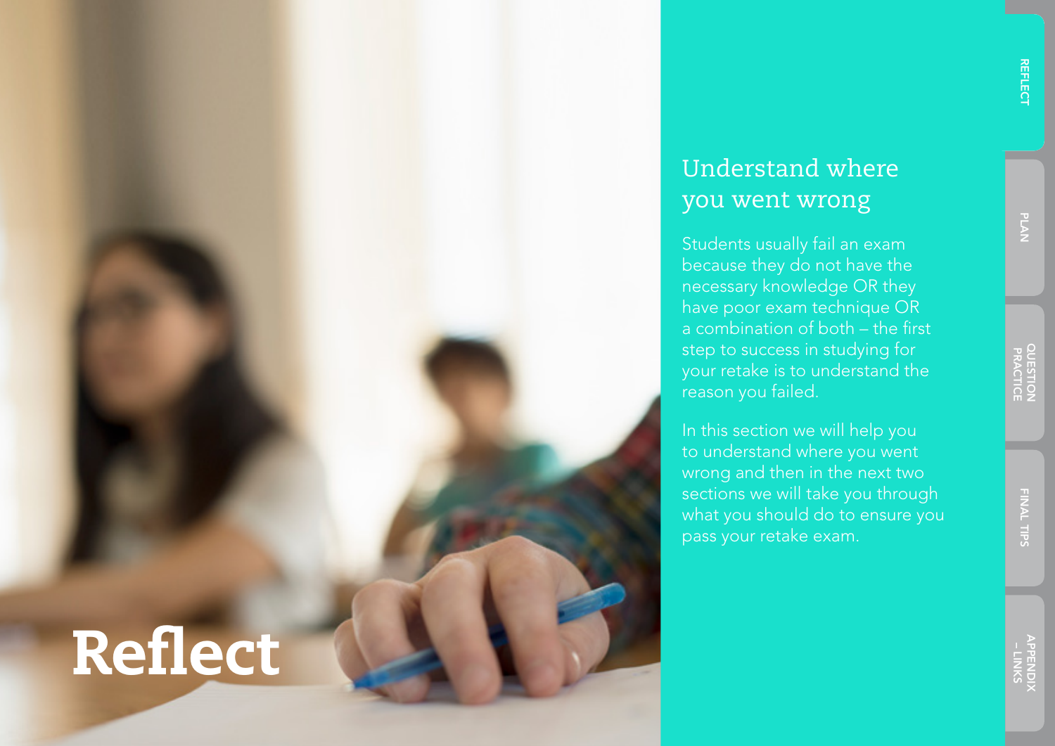# Reflect

## Understand where you went wrong

Students usually fail an exam because they do not have the necessary knowledge OR they have poor exam technique OR a combination of both – the first step to success in studying for your retake is to understand the reason you failed.

In this section we will help you to understand where you went wrong and then in the next two sections we will take you through what you should do to ensure you pass your retake exam.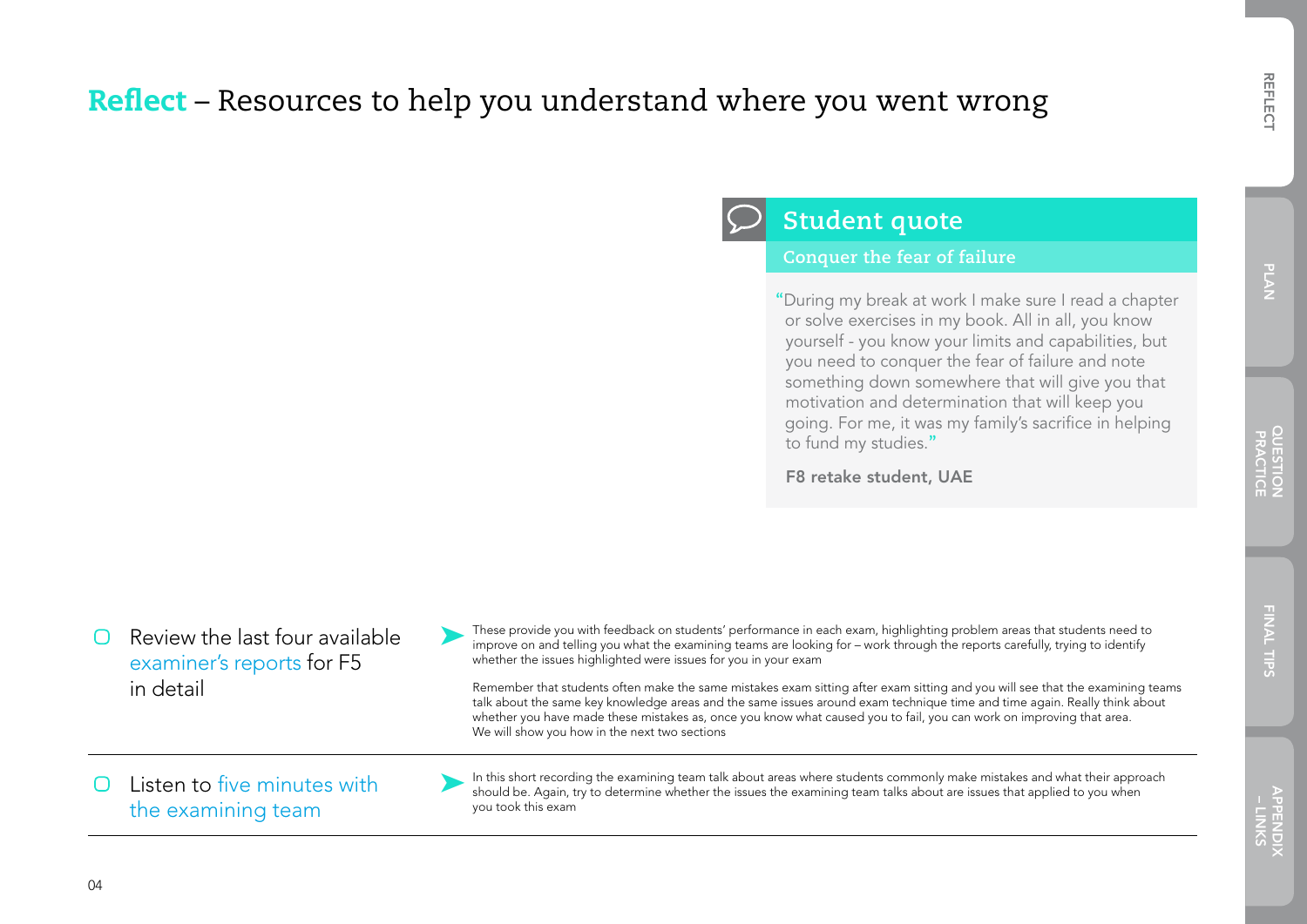# Reflect – Resources to help you understand where you went wrong

## Student quote

### Conquer the fear of failure

"During my break at work I make sure I read a chapter or solve exercises in my book. All in all, you know yourself - you know your limits and capabilities, but you need to conquer the fear of failure and note something down somewhere that will give you that motivation and determination that will keep you going. For me, it was my family's sacrifice in helping to fund my studies."

**F8 retake student, UAE**

- [ ] Review the last four available examiner's reports for F5 in detail

These provide you with feedback on students' performance in each exam, highlighting problem areas that students need to improve on and telling you what the examining teams are looking for – work through the reports carefully, trying to identify whether the issues highlighted were issues for you in your exam

Remember that students often make the same mistakes exam sitting after exam sitting and you will see that the examining teams talk about the same key knowledge areas and the same issues around exam technique time and time again. Really think about whether you have made these mistakes as, once you know what caused you to fail, you can work on improving that area. We will show you how in the next two sections

- [ ] Listen to five minutes with the examining team

In this short recording the examining team talk about areas where students commonly make mistakes and what their approach should be. Again, try to determine whether the issues the examining team talks about are issues that applied to you when you took this exam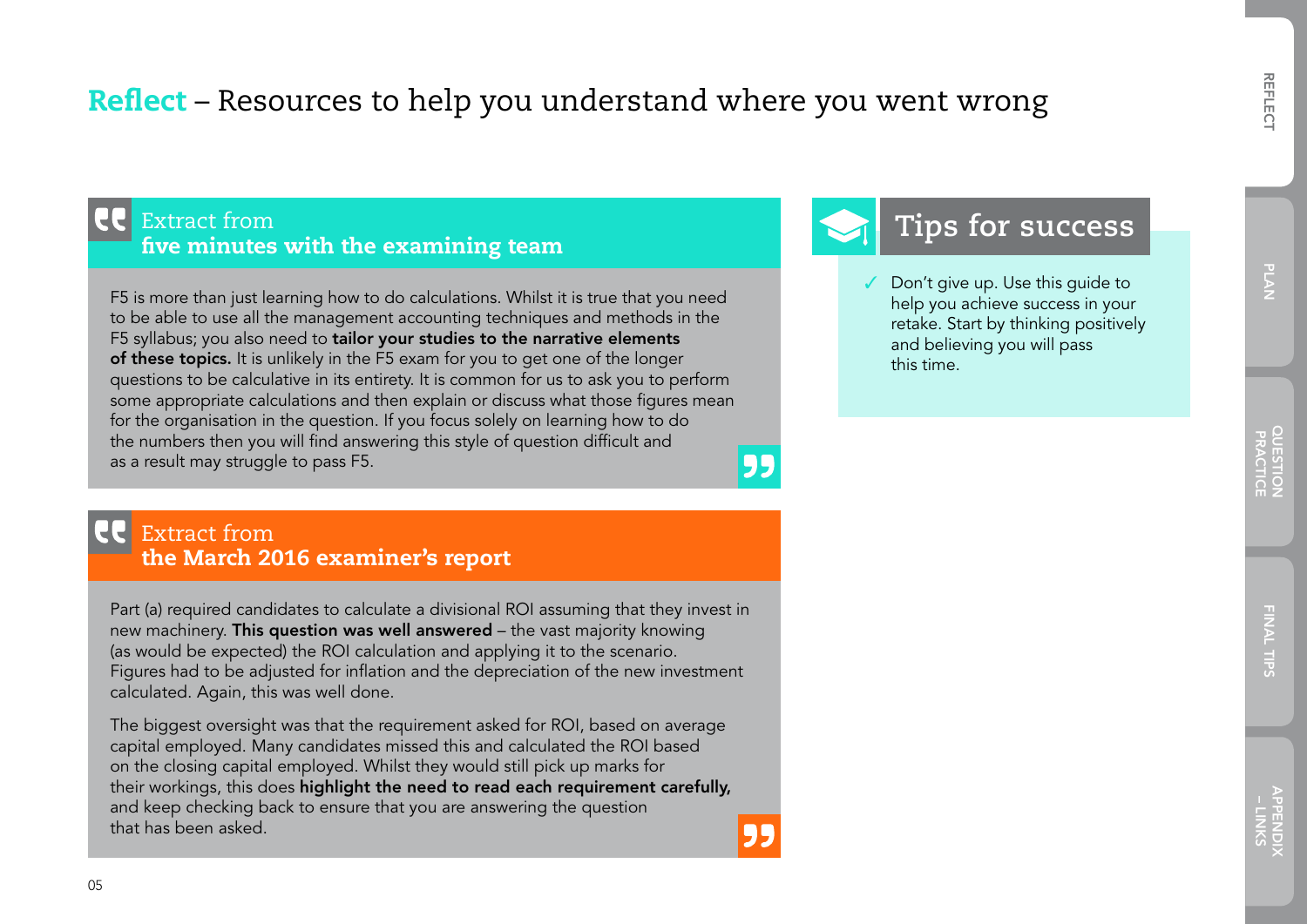# **Reflect** – Resources to help you understand where you went wrong

## Extract from **five minutes with the examining team**

F5 is more than just learning how to do calculations. Whilst it is true that you need to be able to use all the management accounting techniques and methods in the F5 syllabus; you also need to **tailor your studies to the narrative elements of these topics.** It is unlikely in the F5 exam for you to get one of the longer questions to be calculative in its entirety. It is common for us to ask you to perform some appropriate calculations and then explain or discuss what those figures mean for the organisation in the question. If you focus solely on learning how to do the numbers then you will find answering this style of question difficult and as a result may struggle to pass F5.

## Extract from **the March 2016 examiner's report**

Part (a) required candidates to calculate a divisional ROI assuming that they invest in new machinery. **This question was well answered** – the vast majority knowing (as would be expected) the ROI calculation and applying it to the scenario. Figures had to be adjusted for inflation and the depreciation of the new investment calculated. Again, this was well done.

The biggest oversight was that the requirement asked for ROI, based on average capital employed. Many candidates missed this and calculated the ROI based on the closing capital employed. Whilst they would still pick up marks for their workings, this does **highlight the need to read each requirement carefully,** and keep checking back to ensure that you are answering the question that has been asked.

## Tips for success

- ✓ Don't give up. Use this guide to help you achieve success in your retake. Start by thinking positively and believing you will pass this time.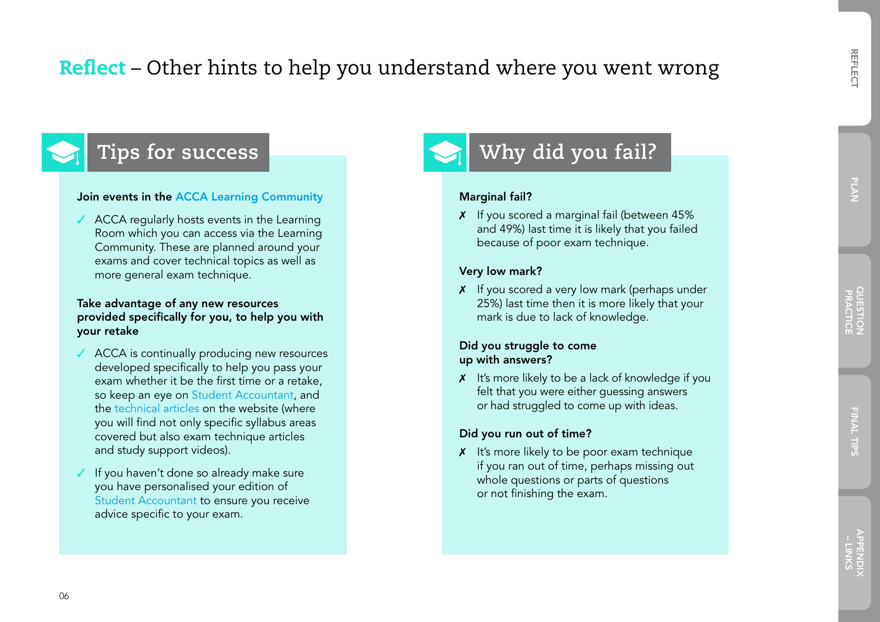# Reflect – Other hints to help you understand where you went wrong

## Tips for success

**Join events in the ACCA Learning Community**

- ✓ ACCA regularly hosts events in the Learning Room which you can access via the Learning Community. These are planned around your exams and cover technical topics as well as more general exam technique.

**Take advantage of any new resources provided specifically for you, to help you with your retake**

- ✓ ACCA is continually producing new resources developed specifically to help you pass your exam whether it be the first time or a retake, so keep an eye on Student Accountant, and the technical articles on the website (where you will find not only specific syllabus areas covered but also exam technique articles and study support videos).
- ✓ If you haven't done so already make sure you have personalised your edition of Student Accountant to ensure you receive advice specific to your exam.

## Why did you fail?

**Marginal fail?**

- ✗ If you scored a marginal fail (between 45% and 49%) last time it is likely that you failed because of poor exam technique.

**Very low mark?**

- ✗ If you scored a very low mark (perhaps under 25%) last time then it is more likely that your mark is due to lack of knowledge.

**Did you struggle to come up with answers?**

- ✗ It's more likely to be a lack of knowledge if you felt that you were either guessing answers or had struggled to come up with ideas.

**Did you run out of time?**

- ✗ It's more likely to be poor exam technique if you ran out of time, perhaps missing out whole questions or parts of questions or not finishing the exam.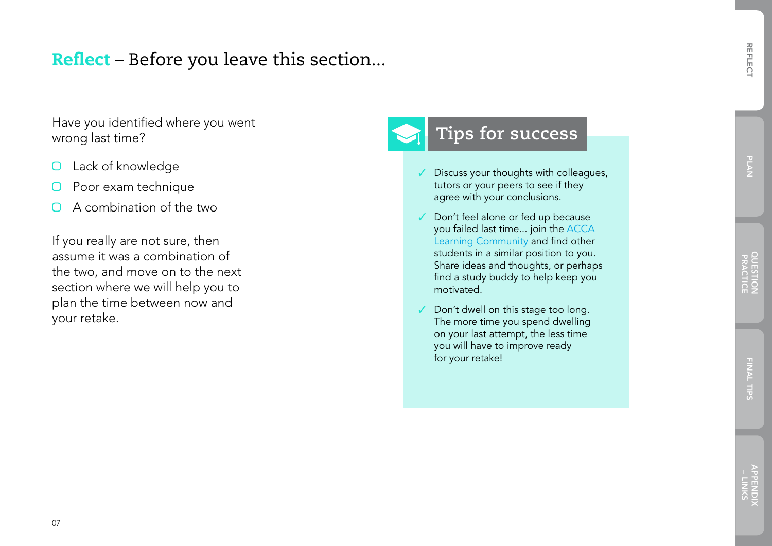# Reflect – Before you leave this section...

Have you identified where you went wrong last time?

- ▢ Lack of knowledge
- ▢ Poor exam technique
- ▢ A combination of the two

If you really are not sure, then assume it was a combination of the two, and move on to the next section where we will help you to plan the time between now and your retake.

## Tips for success

- ✓ Discuss your thoughts with colleagues, tutors or your peers to see if they agree with your conclusions.
- ✓ Don't feel alone or fed up because you failed last time... join the ACCA Learning Community and find other students in a similar position to you. Share ideas and thoughts, or perhaps find a study buddy to help keep you motivated.
- ✓ Don't dwell on this stage too long. The more time you spend dwelling on your last attempt, the less time you will have to improve ready for your retake!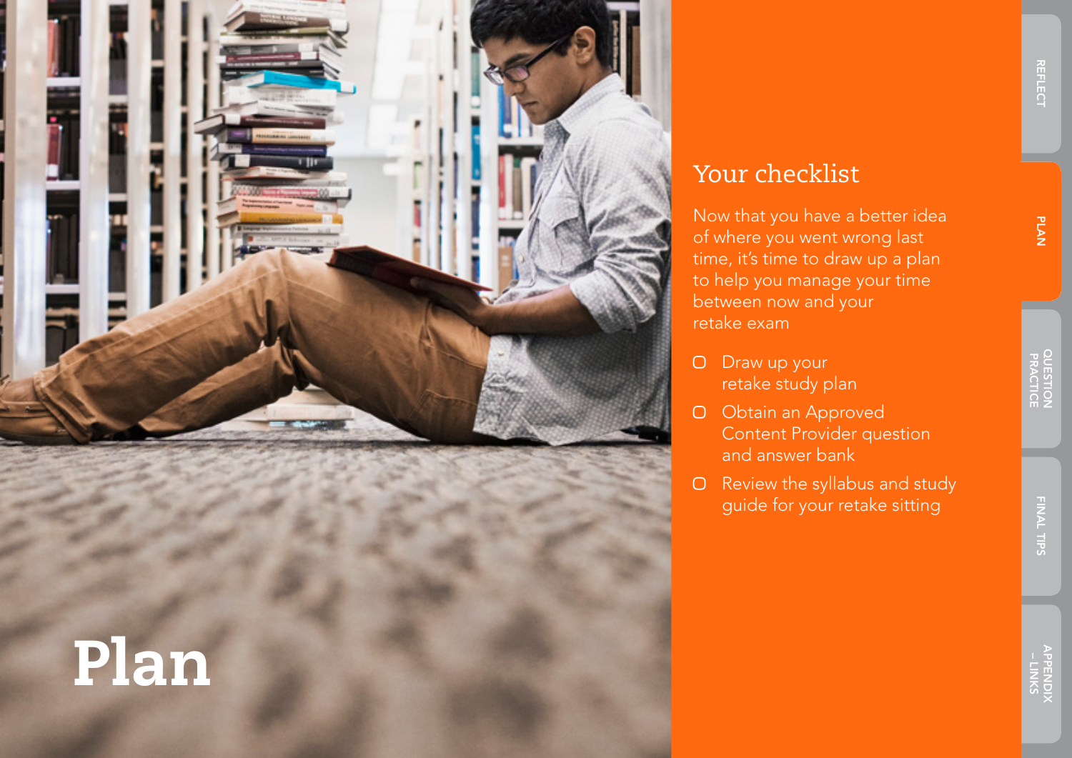# Plan

## Your checklist

Now that you have a better idea of where you went wrong last time, it's time to draw up a plan to help you manage your time between now and your retake exam

- [ ] Draw up your retake study plan
- [ ] Obtain an Approved Content Provider question and answer bank
- [ ] Review the syllabus and study guide for your retake sitting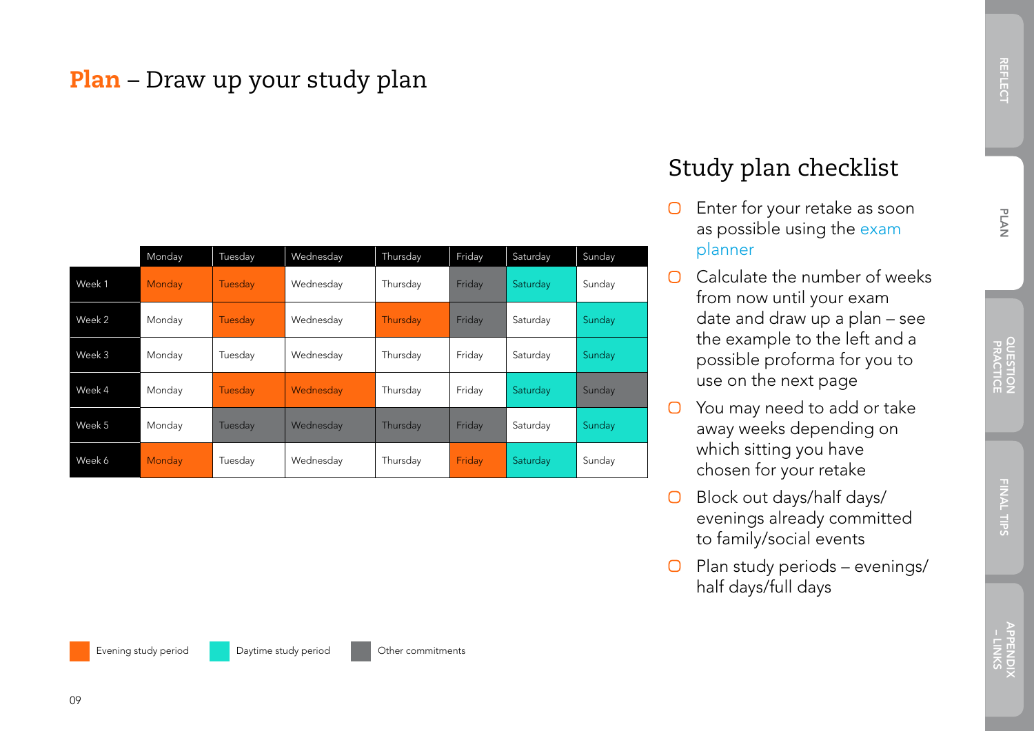# **Plan** – Draw up your study plan

| | Monday | Tuesday | Wednesday | Thursday | Friday | Saturday | Sunday |
|---|---|---|---|---|---|---|---|
| Week 1 | Monday (Evening study period) | Tuesday (Evening study period) | Wednesday | Thursday | Friday (Other commitments) | Saturday (Daytime study period) | Sunday |
| Week 2 | Monday | Tuesday (Evening study period) | Wednesday | Thursday (Evening study period) | Friday (Other commitments) | Saturday | Sunday (Daytime study period) |
| Week 3 | Monday | Tuesday | Wednesday | Thursday | Friday | Saturday | Sunday (Daytime study period) |
| Week 4 | Monday | Tuesday (Evening study period) | Wednesday (Evening study period) | Thursday | Friday | Saturday (Daytime study period) | Sunday (Other commitments) |
| Week 5 | Monday | Tuesday (Other commitments) | Wednesday (Other commitments) | Thursday (Other commitments) | Friday (Other commitments) | Saturday | Sunday (Daytime study period) |
| Week 6 | Monday (Evening study period) | Tuesday | Wednesday | Thursday | Friday (Evening study period) | Saturday (Daytime study period) | Sunday |

Key: Evening study period | Daytime study period | Other commitments

## Study plan checklist

- Enter for your retake as soon as possible using the exam planner
- Calculate the number of weeks from now until your exam date and draw up a plan – see the example to the left and a possible proforma for you to use on the next page
- You may need to add or take away weeks depending on which sitting you have chosen for your retake
- Block out days/half days/ evenings already committed to family/social events
- Plan study periods – evenings/ half days/full days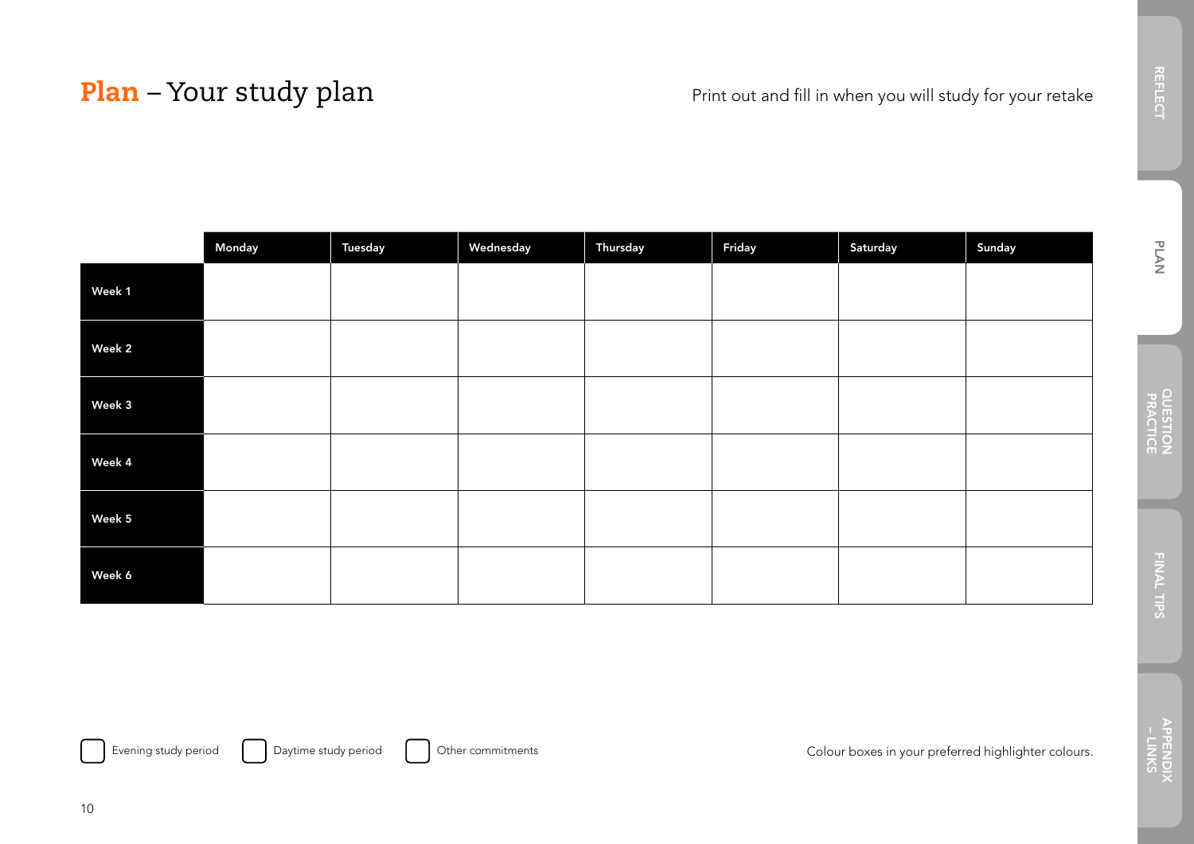# **Plan** – Your study plan

Print out and fill in when you will study for your retake

| | Monday | Tuesday | Wednesday | Thursday | Friday | Saturday | Sunday |
|---|---|---|---|---|---|---|---|
| **Week 1** | | | | | | | |
| **Week 2** | | | | | | | |
| **Week 3** | | | | | | | |
| **Week 4** | | | | | | | |
| **Week 5** | | | | | | | |
| **Week 6** | | | | | | | |

☐ Evening study period ☐ Daytime study period ☐ Other commitments

Colour boxes in your preferred highlighter colours.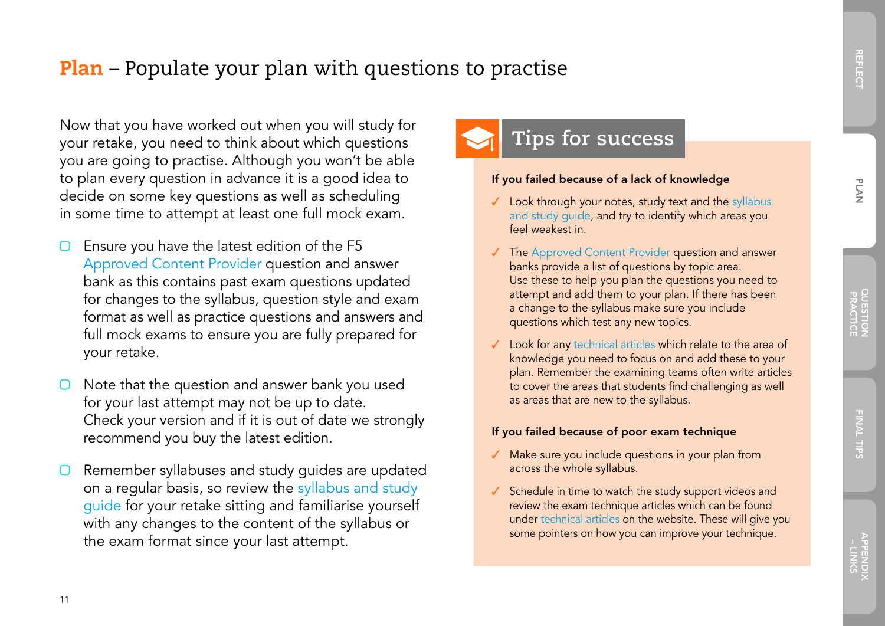# **Plan** – Populate your plan with questions to practise

Now that you have worked out when you will study for your retake, you need to think about which questions you are going to practise. Although you won't be able to plan every question in advance it is a good idea to decide on some key questions as well as scheduling in some time to attempt at least one full mock exam.

- Ensure you have the latest edition of the F5 Approved Content Provider question and answer bank as this contains past exam questions updated for changes to the syllabus, question style and exam format as well as practice questions and answers and full mock exams to ensure you are fully prepared for your retake.
- Note that the question and answer bank you used for your last attempt may not be up to date. Check your version and if it is out of date we strongly recommend you buy the latest edition.
- Remember syllabuses and study guides are updated on a regular basis, so review the syllabus and study guide for your retake sitting and familiarise yourself with any changes to the content of the syllabus or the exam format since your last attempt.

## Tips for success

**If you failed because of a lack of knowledge**

- ✓ Look through your notes, study text and the syllabus and study guide, and try to identify which areas you feel weakest in.
- ✓ The Approved Content Provider question and answer banks provide a list of questions by topic area. Use these to help you plan the questions you need to attempt and add them to your plan. If there has been a change to the syllabus make sure you include questions which test any new topics.
- ✓ Look for any technical articles which relate to the area of knowledge you need to focus on and add these to your plan. Remember the examining teams often write articles to cover the areas that students find challenging as well as areas that are new to the syllabus.

**If you failed because of poor exam technique**

- ✓ Make sure you include questions in your plan from across the whole syllabus.
- ✓ Schedule in time to watch the study support videos and review the exam technique articles which can be found under technical articles on the website. These will give you some pointers on how you can improve your technique.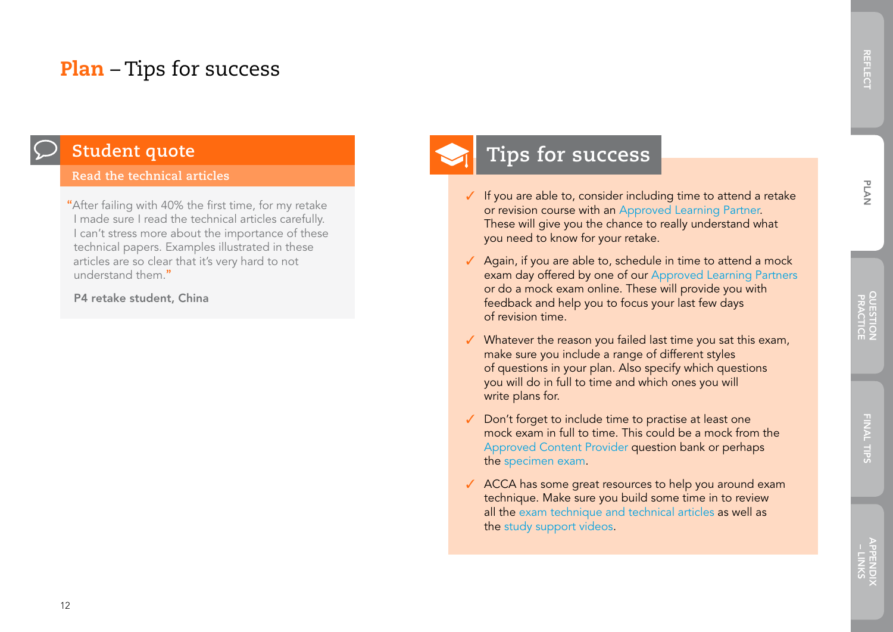# Plan – Tips for success

## Student quote

### Read the technical articles

"After failing with 40% the first time, for my retake I made sure I read the technical articles carefully. I can't stress more about the importance of these technical papers. Examples illustrated in these articles are so clear that it's very hard to not understand them."

**P4 retake student, China**

## Tips for success

- ✓ If you are able to, consider including time to attend a retake or revision course with an Approved Learning Partner. These will give you the chance to really understand what you need to know for your retake.
- ✓ Again, if you are able to, schedule in time to attend a mock exam day offered by one of our Approved Learning Partners or do a mock exam online. These will provide you with feedback and help you to focus your last few days of revision time.
- ✓ Whatever the reason you failed last time you sat this exam, make sure you include a range of different styles of questions in your plan. Also specify which questions you will do in full to time and which ones you will write plans for.
- ✓ Don't forget to include time to practise at least one mock exam in full to time. This could be a mock from the Approved Content Provider question bank or perhaps the specimen exam.
- ✓ ACCA has some great resources to help you around exam technique. Make sure you build some time in to review all the exam technique and technical articles as well as the study support videos.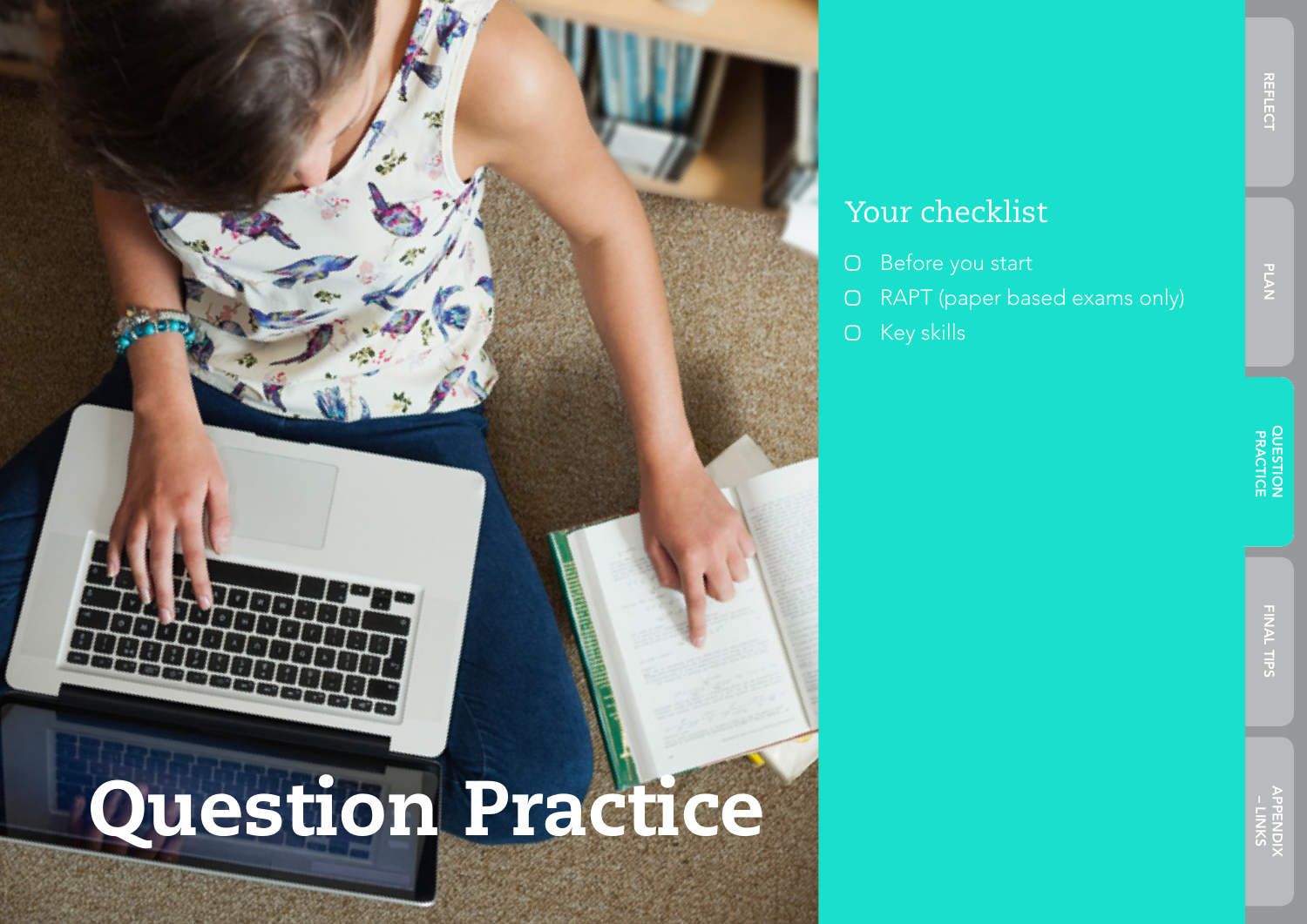# Question Practice

## Your checklist

- Before you start
- RAPT (paper based exams only)
- Key skills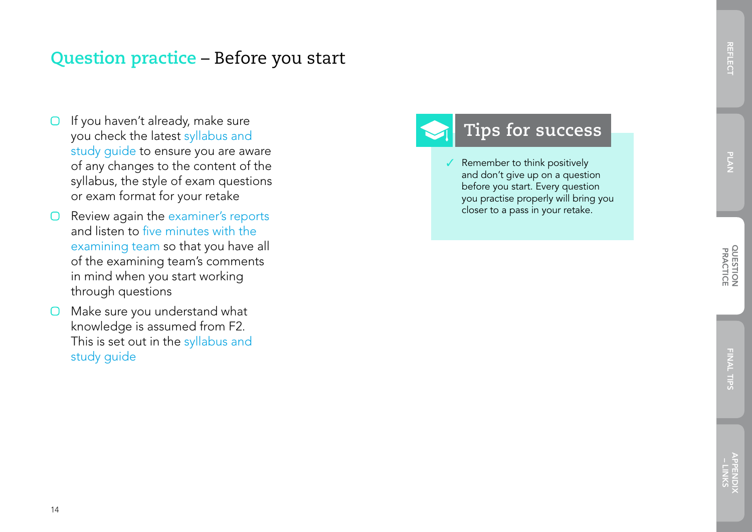# Question practice – Before you start

- If you haven't already, make sure you check the latest syllabus and study guide to ensure you are aware of any changes to the content of the syllabus, the style of exam questions or exam format for your retake
- Review again the examiner's reports and listen to five minutes with the examining team so that you have all of the examining team's comments in mind when you start working through questions
- Make sure you understand what knowledge is assumed from F2. This is set out in the syllabus and study guide

## Tips for success

✓ Remember to think positively and don't give up on a question before you start. Every question you practise properly will bring you closer to a pass in your retake.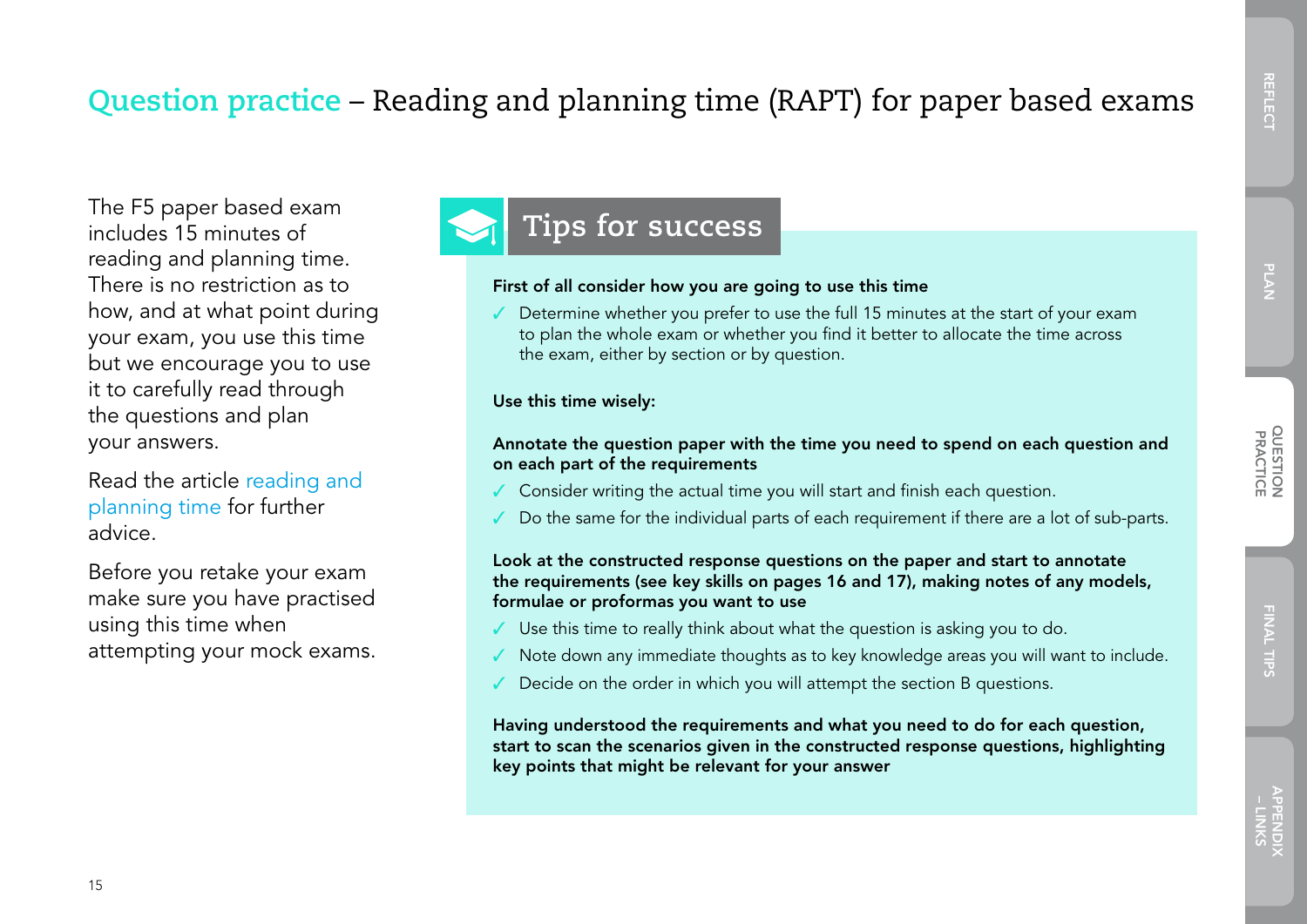# Question practice – Reading and planning time (RAPT) for paper based exams

The F5 paper based exam includes 15 minutes of reading and planning time. There is no restriction as to how, and at what point during your exam, you use this time but we encourage you to use it to carefully read through the questions and plan your answers.

Read the article reading and planning time for further advice.

Before you retake your exam make sure you have practised using this time when attempting your mock exams.

## Tips for success

**First of all consider how you are going to use this time**

- ✓ Determine whether you prefer to use the full 15 minutes at the start of your exam to plan the whole exam or whether you find it better to allocate the time across the exam, either by section or by question.

**Use this time wisely:**

**Annotate the question paper with the time you need to spend on each question and on each part of the requirements**

- ✓ Consider writing the actual time you will start and finish each question.
- ✓ Do the same for the individual parts of each requirement if there are a lot of sub-parts.

**Look at the constructed response questions on the paper and start to annotate the requirements (see key skills on pages 16 and 17), making notes of any models, formulae or proformas you want to use**

- ✓ Use this time to really think about what the question is asking you to do.
- ✓ Note down any immediate thoughts as to key knowledge areas you will want to include.
- ✓ Decide on the order in which you will attempt the section B questions.

**Having understood the requirements and what you need to do for each question, start to scan the scenarios given in the constructed response questions, highlighting key points that might be relevant for your answer**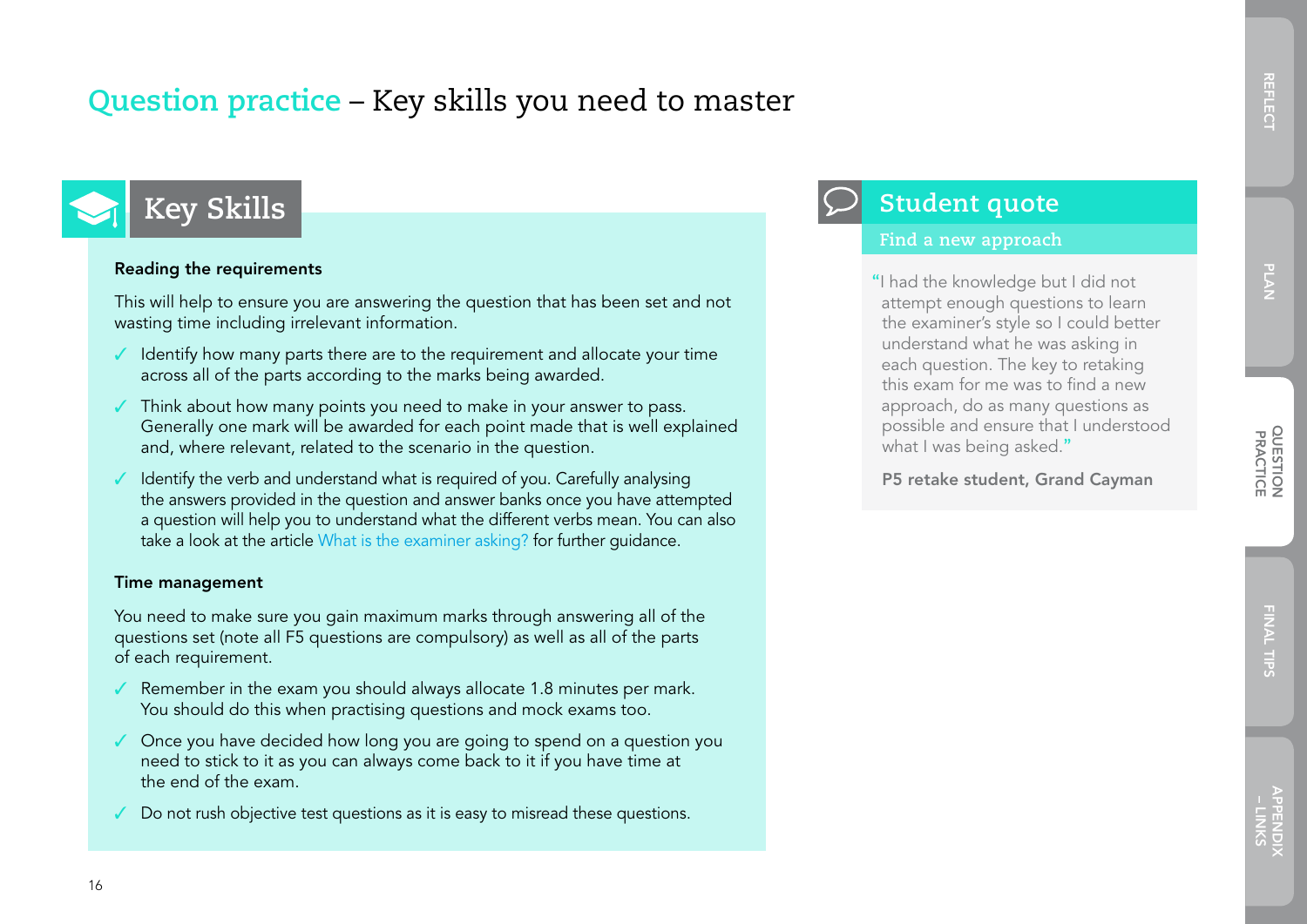# Question practice – Key skills you need to master

## Key Skills

**Reading the requirements**

This will help to ensure you are answering the question that has been set and not wasting time including irrelevant information.

- ✓ Identify how many parts there are to the requirement and allocate your time across all of the parts according to the marks being awarded.
- ✓ Think about how many points you need to make in your answer to pass. Generally one mark will be awarded for each point made that is well explained and, where relevant, related to the scenario in the question.
- ✓ Identify the verb and understand what is required of you. Carefully analysing the answers provided in the question and answer banks once you have attempted a question will help you to understand what the different verbs mean. You can also take a look at the article What is the examiner asking? for further guidance.

**Time management**

You need to make sure you gain maximum marks through answering all of the questions set (note all F5 questions are compulsory) as well as all of the parts of each requirement.

- ✓ Remember in the exam you should always allocate 1.8 minutes per mark. You should do this when practising questions and mock exams too.
- ✓ Once you have decided how long you are going to spend on a question you need to stick to it as you can always come back to it if you have time at the end of the exam.
- ✓ Do not rush objective test questions as it is easy to misread these questions.

## Student quote

### Find a new approach

"I had the knowledge but I did not attempt enough questions to learn the examiner's style so I could better understand what he was asking in each question. The key to retaking this exam for me was to find a new approach, do as many questions as possible and ensure that I understood what I was being asked."

**P5 retake student, Grand Cayman**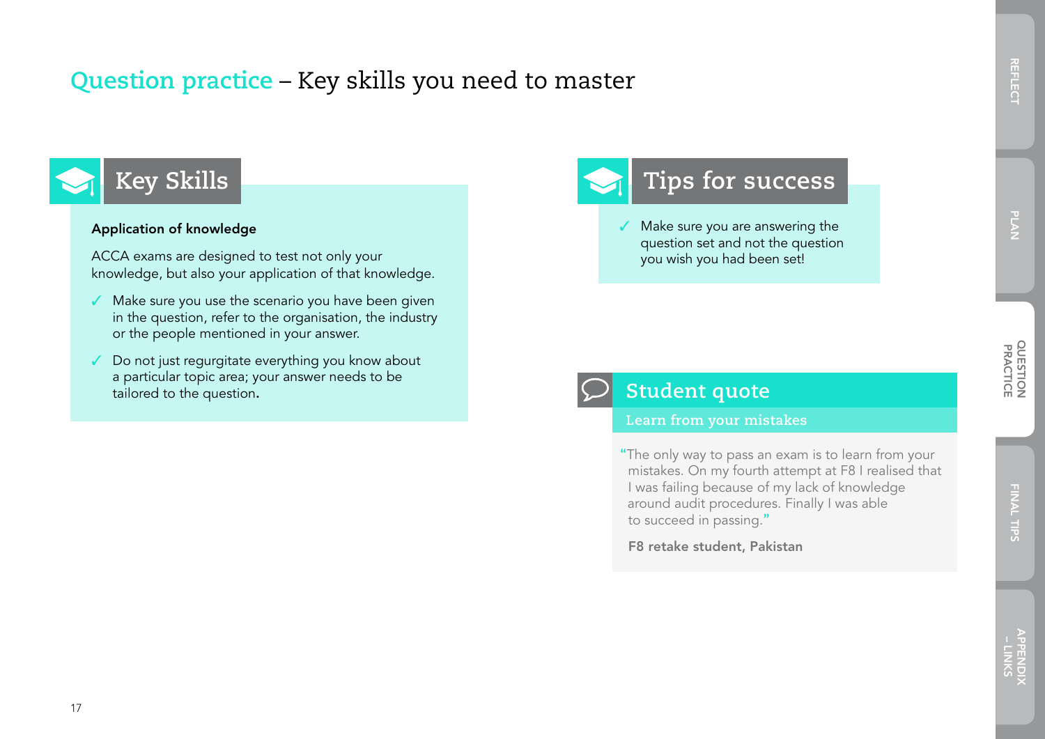# Question practice – Key skills you need to master

## Key Skills

**Application of knowledge**

ACCA exams are designed to test not only your knowledge, but also your application of that knowledge.

- ✓ Make sure you use the scenario you have been given in the question, refer to the organisation, the industry or the people mentioned in your answer.
- ✓ Do not just regurgitate everything you know about a particular topic area; your answer needs to be tailored to the question.

## Tips for success

- ✓ Make sure you are answering the question set and not the question you wish you had been set!

## Student quote

### Learn from your mistakes

"The only way to pass an exam is to learn from your mistakes. On my fourth attempt at F8 I realised that I was failing because of my lack of knowledge around audit procedures. Finally I was able to succeed in passing."

**F8 retake student, Pakistan**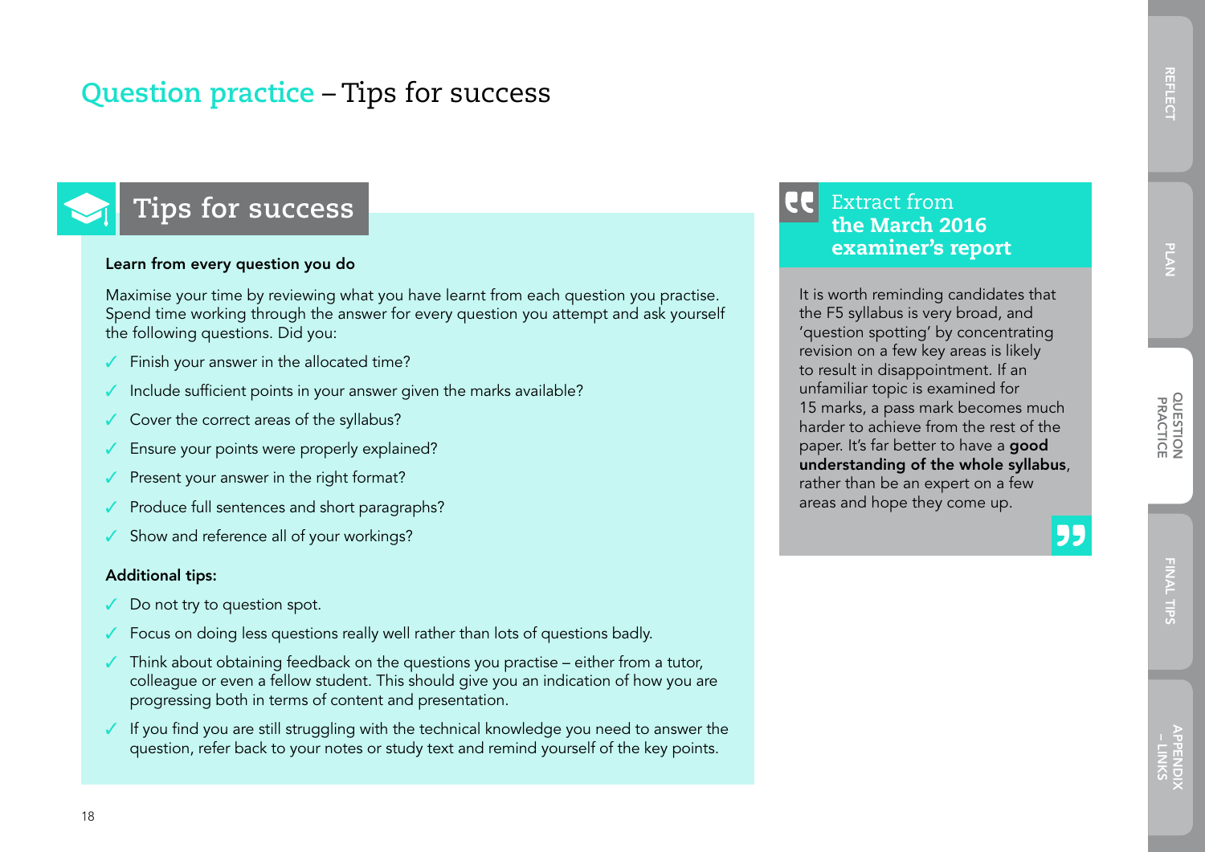# Question practice – Tips for success

## Tips for success

**Learn from every question you do**

Maximise your time by reviewing what you have learnt from each question you practise. Spend time working through the answer for every question you attempt and ask yourself the following questions. Did you:

- ✓ Finish your answer in the allocated time?
- ✓ Include sufficient points in your answer given the marks available?
- ✓ Cover the correct areas of the syllabus?
- ✓ Ensure your points were properly explained?
- ✓ Present your answer in the right format?
- ✓ Produce full sentences and short paragraphs?
- ✓ Show and reference all of your workings?

**Additional tips:**

- ✓ Do not try to question spot.
- ✓ Focus on doing less questions really well rather than lots of questions badly.
- ✓ Think about obtaining feedback on the questions you practise – either from a tutor, colleague or even a fellow student. This should give you an indication of how you are progressing both in terms of content and presentation.
- ✓ If you find you are still struggling with the technical knowledge you need to answer the question, refer back to your notes or study text and remind yourself of the key points.

## Extract from **the March 2016 examiner's report**

It is worth reminding candidates that the F5 syllabus is very broad, and 'question spotting' by concentrating revision on a few key areas is likely to result in disappointment. If an unfamiliar topic is examined for 15 marks, a pass mark becomes much harder to achieve from the rest of the paper. It's far better to have a **good understanding of the whole syllabus**, rather than be an expert on a few areas and hope they come up.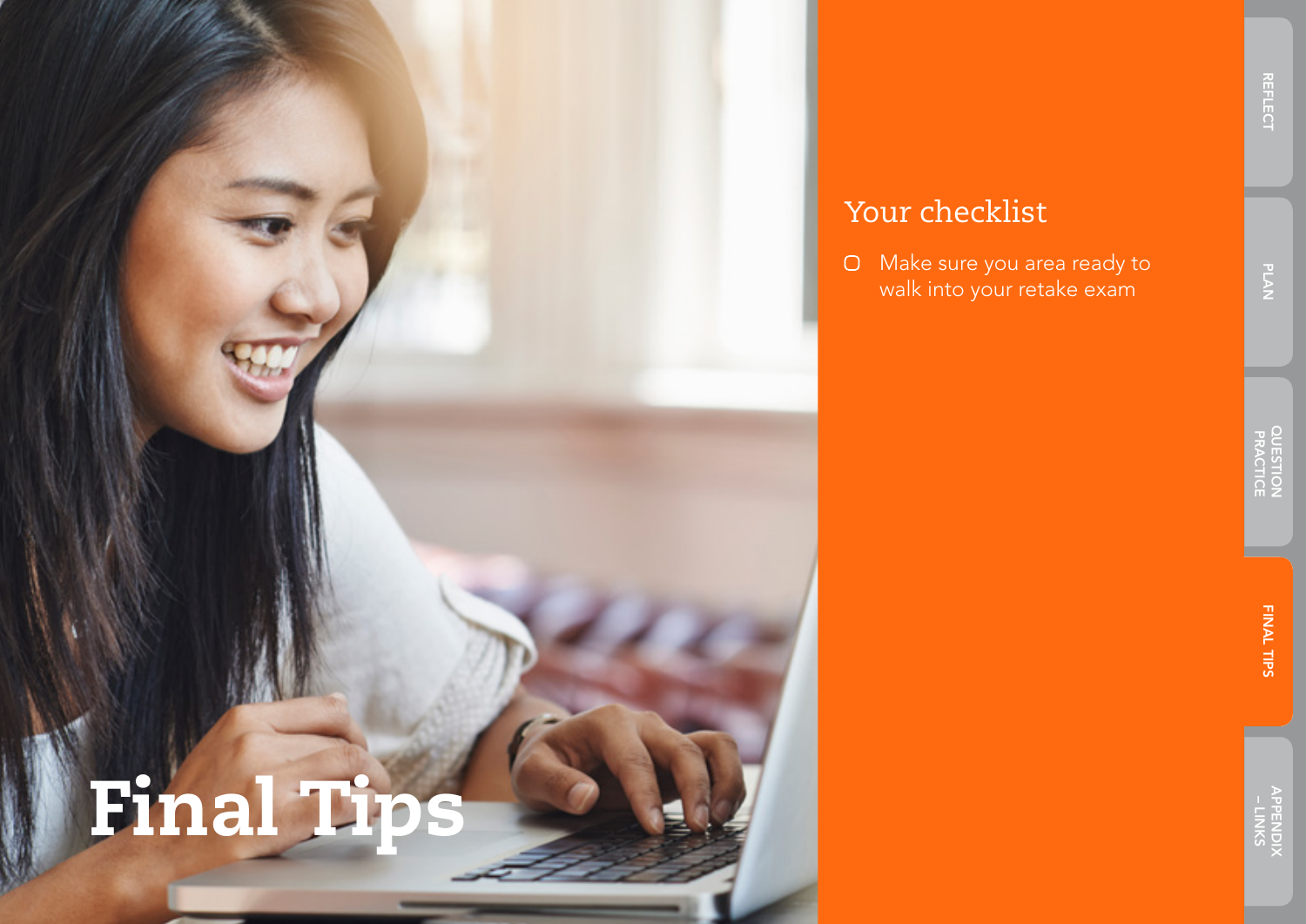# Final Tips

## Your checklist

- [ ] Make sure you area ready to walk into your retake exam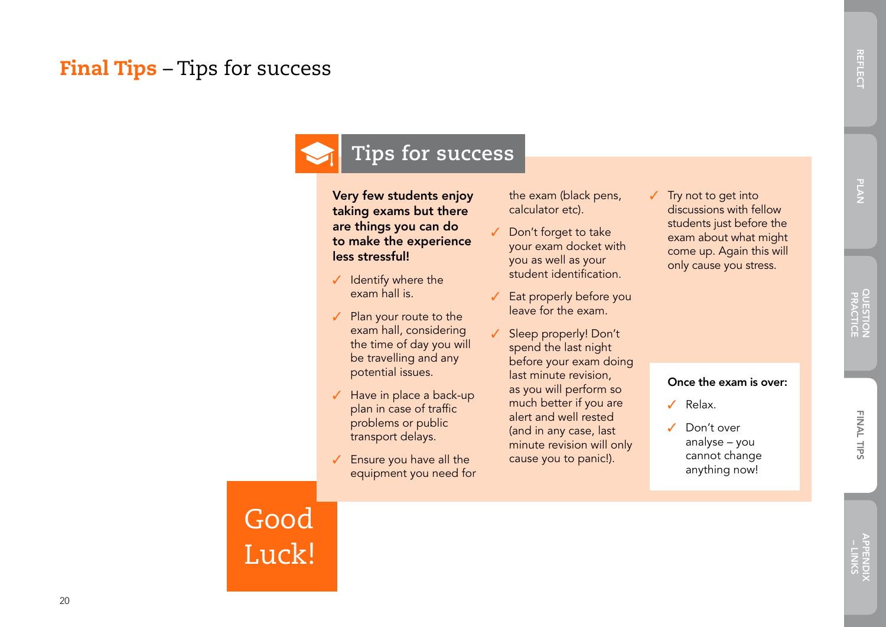# Final Tips – Tips for success

## Tips for success

**Very few students enjoy taking exams but there are things you can do to make the experience less stressful!**

- ✓ Identify where the exam hall is.
- ✓ Plan your route to the exam hall, considering the time of day you will be travelling and any potential issues.
- ✓ Have in place a back-up plan in case of traffic problems or public transport delays.
- ✓ Ensure you have all the equipment you need for the exam (black pens, calculator etc).
- ✓ Don't forget to take your exam docket with you as well as your student identification.
- ✓ Eat properly before you leave for the exam.
- ✓ Sleep properly! Don't spend the last night before your exam doing last minute revision, as you will perform so much better if you are alert and well rested (and in any case, last minute revision will only cause you to panic!).
- ✓ Try not to get into discussions with fellow students just before the exam about what might come up. Again this will only cause you stress.

**Once the exam is over:**

- ✓ Relax.
- ✓ Don't over analyse – you cannot change anything now!

Good Luck!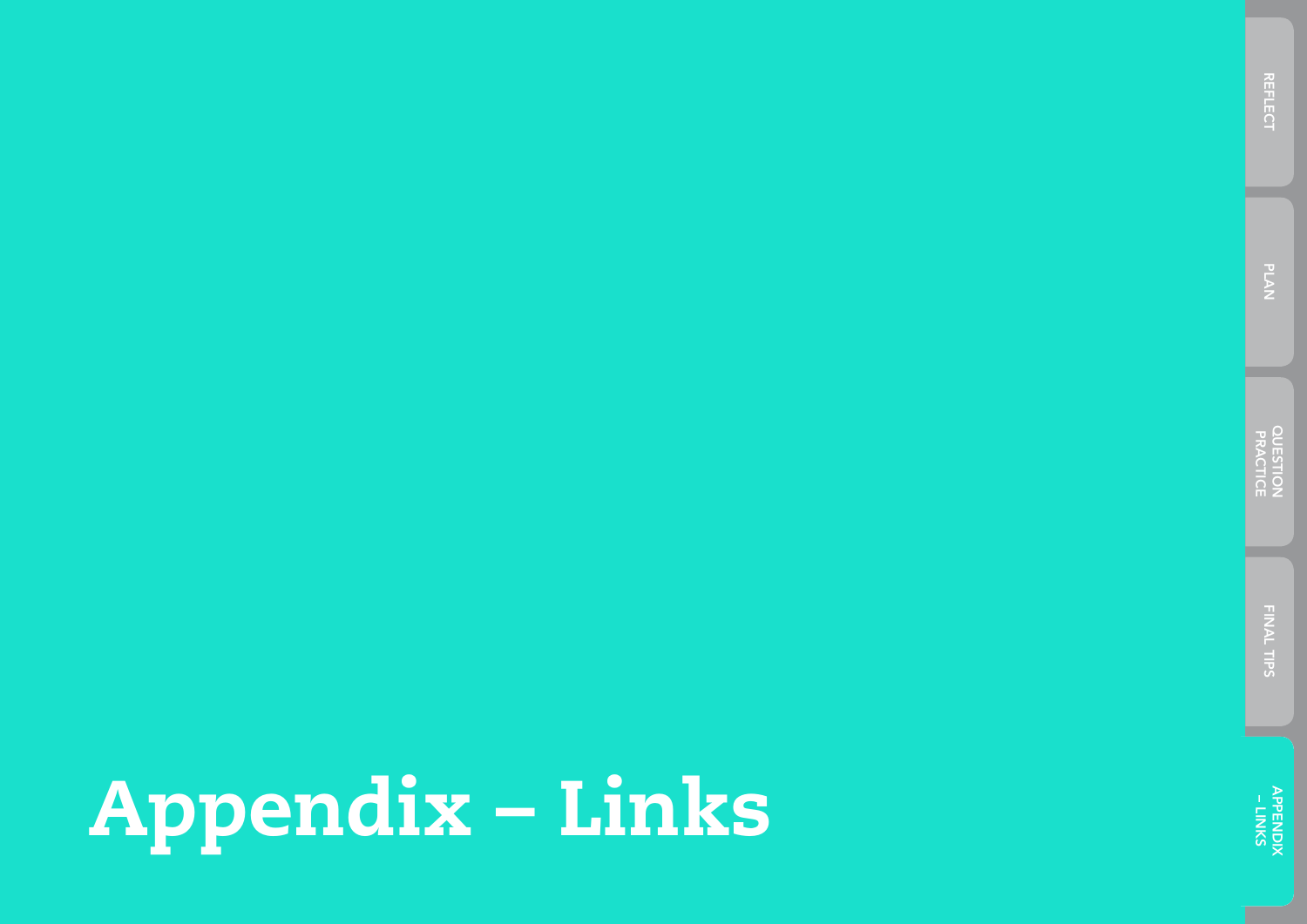# Appendix – Links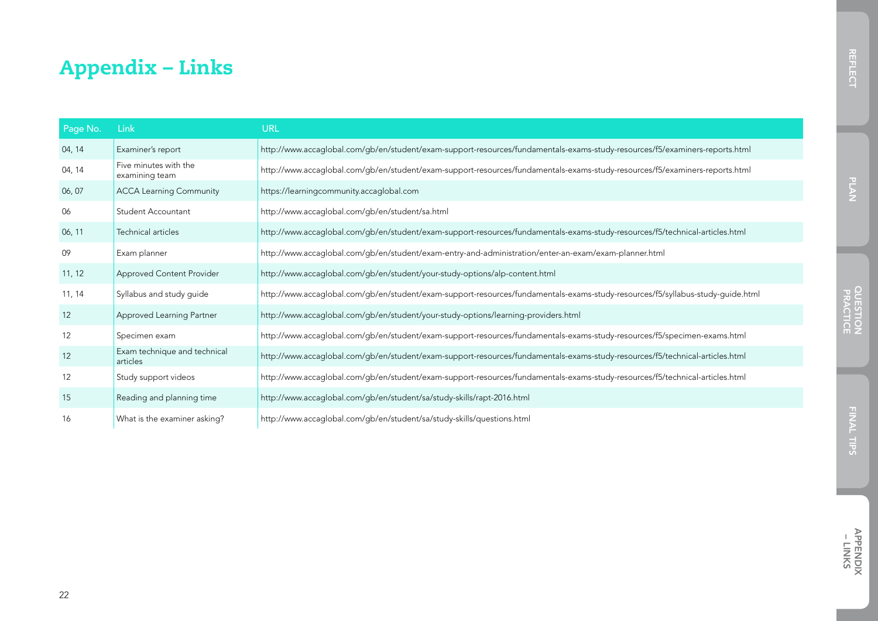# Appendix – Links

| Page No. | Link | URL |
|---|---|---|
| 04, 14 | Examiner's report | http://www.accaglobal.com/gb/en/student/exam-support-resources/fundamentals-exams-study-resources/f5/examiners-reports.html |
| 04, 14 | Five minutes with the examining team | http://www.accaglobal.com/gb/en/student/exam-support-resources/fundamentals-exams-study-resources/f5/examiners-reports.html |
| 06, 07 | ACCA Learning Community | https://learningcommunity.accaglobal.com |
| 06 | Student Accountant | http://www.accaglobal.com/gb/en/student/sa.html |
| 06, 11 | Technical articles | http://www.accaglobal.com/gb/en/student/exam-support-resources/fundamentals-exams-study-resources/f5/technical-articles.html |
| 09 | Exam planner | http://www.accaglobal.com/gb/en/student/exam-entry-and-administration/enter-an-exam/exam-planner.html |
| 11, 12 | Approved Content Provider | http://www.accaglobal.com/gb/en/student/your-study-options/alp-content.html |
| 11, 14 | Syllabus and study guide | http://www.accaglobal.com/gb/en/student/exam-support-resources/fundamentals-exams-study-resources/f5/syllabus-study-guide.html |
| 12 | Approved Learning Partner | http://www.accaglobal.com/gb/en/student/your-study-options/learning-providers.html |
| 12 | Specimen exam | http://www.accaglobal.com/gb/en/student/exam-support-resources/fundamentals-exams-study-resources/f5/specimen-exams.html |
| 12 | Exam technique and technical articles | http://www.accaglobal.com/gb/en/student/exam-support-resources/fundamentals-exams-study-resources/f5/technical-articles.html |
| 12 | Study support videos | http://www.accaglobal.com/gb/en/student/exam-support-resources/fundamentals-exams-study-resources/f5/technical-articles.html |
| 15 | Reading and planning time | http://www.accaglobal.com/gb/en/student/sa/study-skills/rapt-2016.html |
| 16 | What is the examiner asking? | http://www.accaglobal.com/gb/en/student/sa/study-skills/questions.html |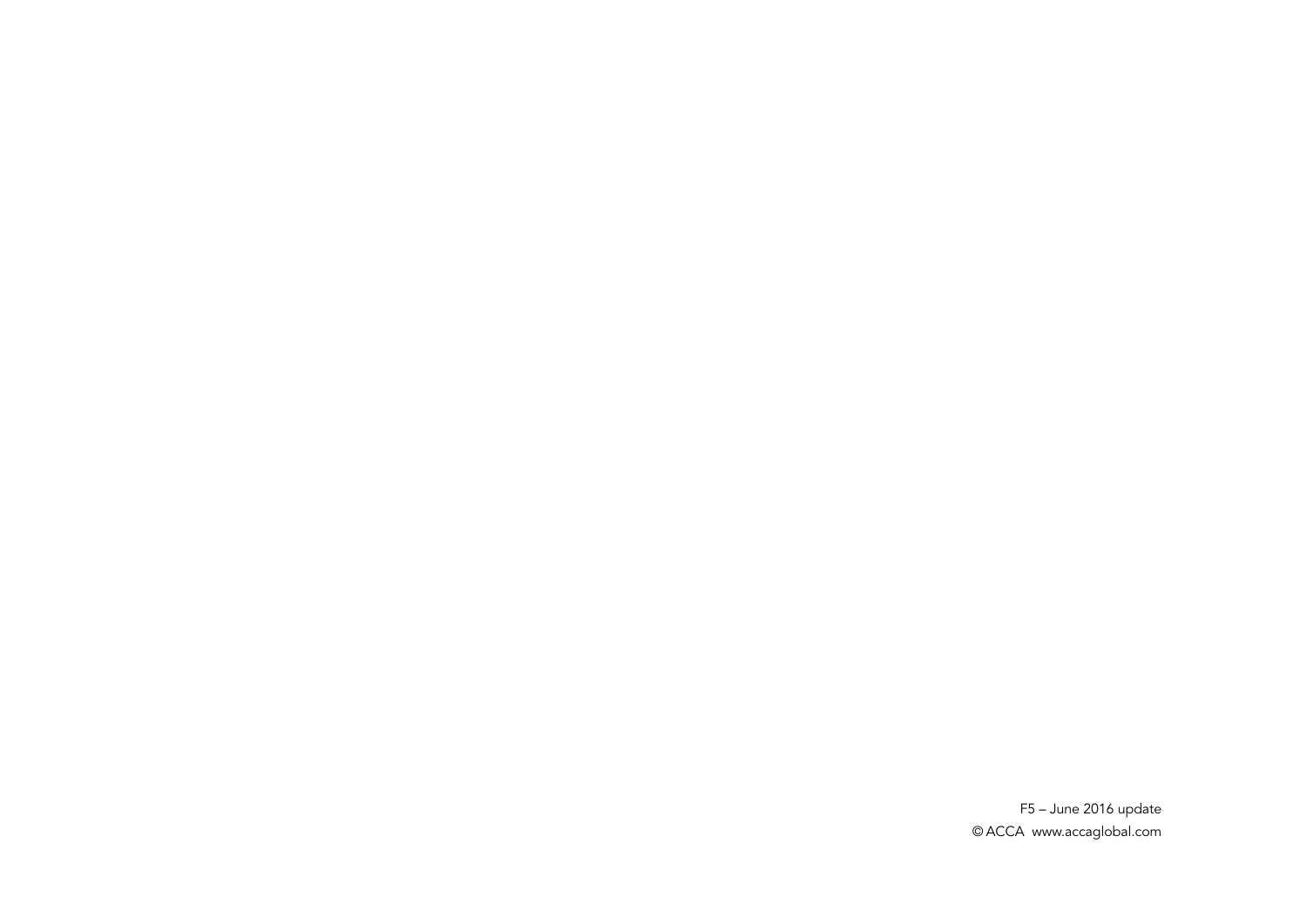F5 – June 2016 update

© ACCA www.accaglobal.com